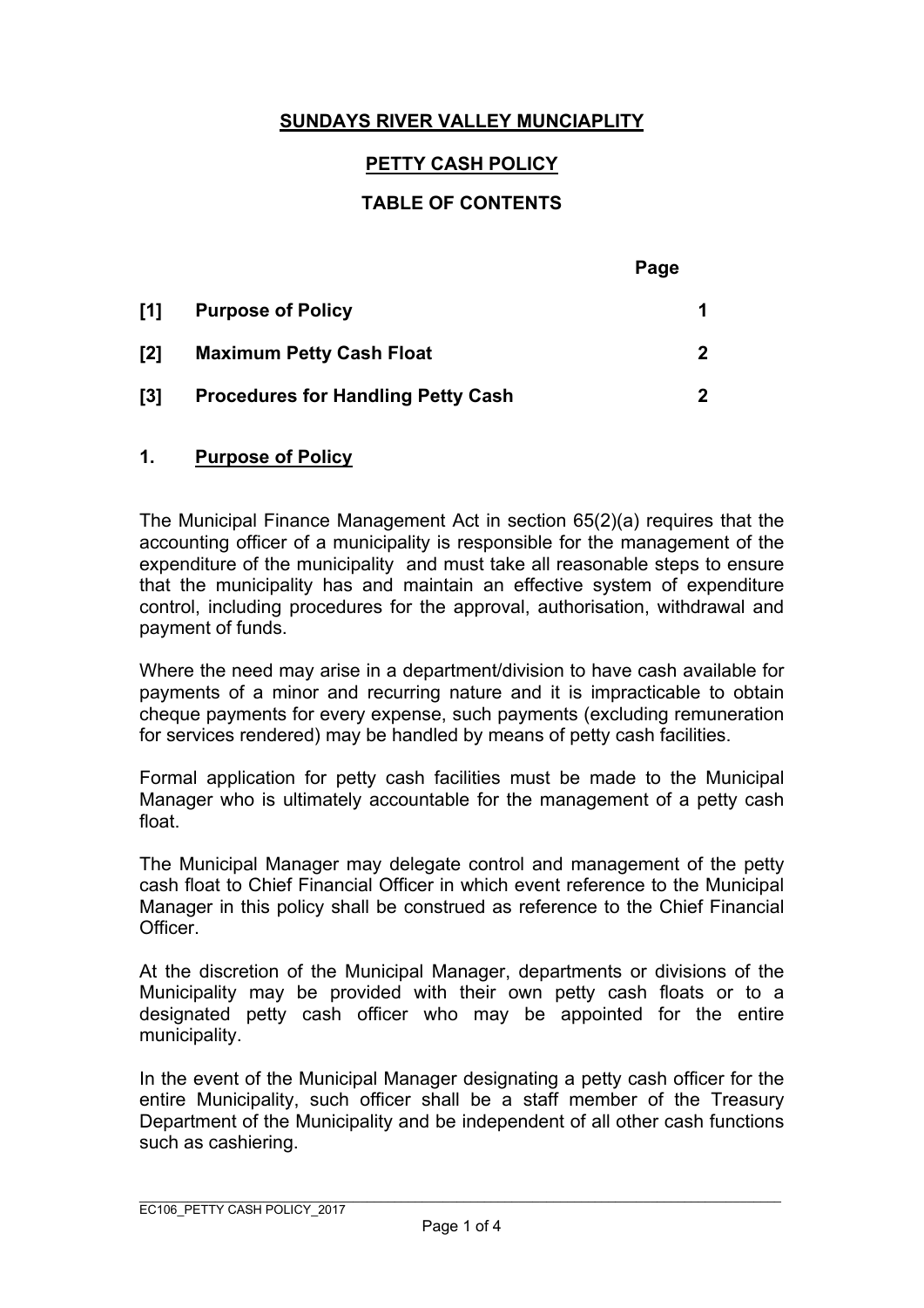# SUNDAYS RIVER VALLEY MUNCIAPLITY

## PETTY CASH POLICY

## TABLE OF CONTENTS

| | | Page |
|---|---|---|
| [1] | Purpose of Policy | 1 |
| [2] | Maximum Petty Cash Float | 2 |
| [3] | Procedures for Handling Petty Cash | 2 |

## 1. Purpose of Policy

The Municipal Finance Management Act in section 65(2)(a) requires that the accounting officer of a municipality is responsible for the management of the expenditure of the municipality and must take all reasonable steps to ensure that the municipality has and maintain an effective system of expenditure control, including procedures for the approval, authorisation, withdrawal and payment of funds.

Where the need may arise in a department/division to have cash available for payments of a minor and recurring nature and it is impracticable to obtain cheque payments for every expense, such payments (excluding remuneration for services rendered) may be handled by means of petty cash facilities.

Formal application for petty cash facilities must be made to the Municipal Manager who is ultimately accountable for the management of a petty cash float.

The Municipal Manager may delegate control and management of the petty cash float to Chief Financial Officer in which event reference to the Municipal Manager in this policy shall be construed as reference to the Chief Financial Officer.

At the discretion of the Municipal Manager, departments or divisions of the Municipality may be provided with their own petty cash floats or to a designated petty cash officer who may be appointed for the entire municipality.

In the event of the Municipal Manager designating a petty cash officer for the entire Municipality, such officer shall be a staff member of the Treasury Department of the Municipality and be independent of all other cash functions such as cashiering.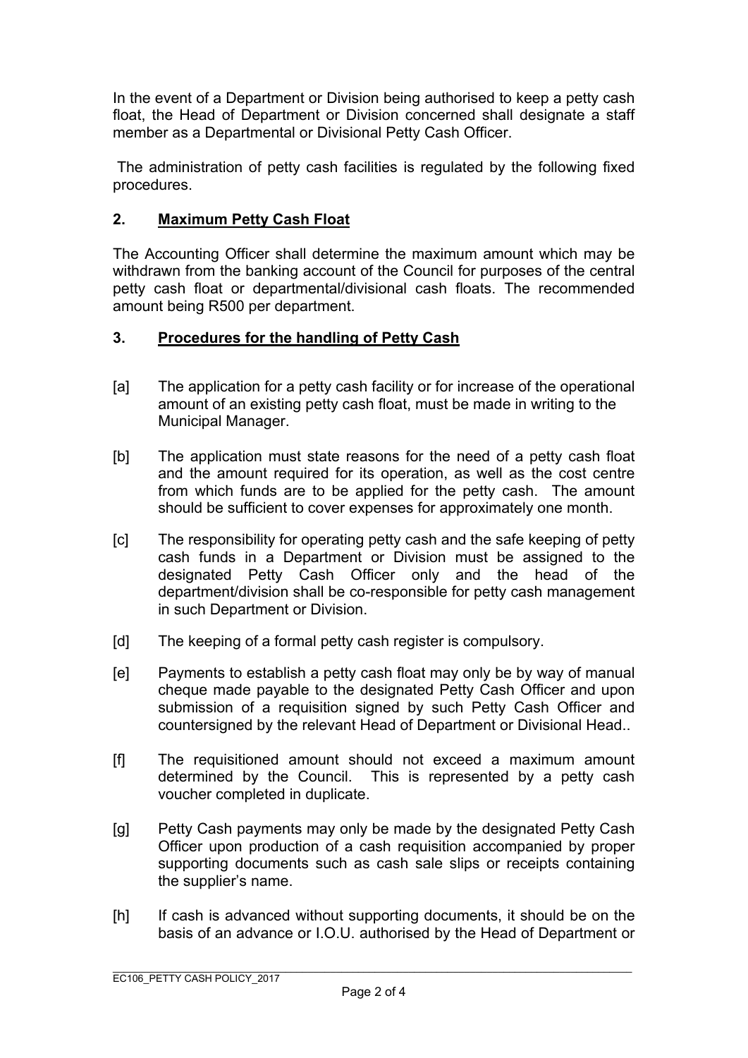In the event of a Department or Division being authorised to keep a petty cash float, the Head of Department or Division concerned shall designate a staff member as a Departmental or Divisional Petty Cash Officer.

The administration of petty cash facilities is regulated by the following fixed procedures.

## 2. Maximum Petty Cash Float

The Accounting Officer shall determine the maximum amount which may be withdrawn from the banking account of the Council for purposes of the central petty cash float or departmental/divisional cash floats. The recommended amount being R500 per department.

## 3. Procedures for the handling of Petty Cash

[a] The application for a petty cash facility or for increase of the operational amount of an existing petty cash float, must be made in writing to the Municipal Manager.

[b] The application must state reasons for the need of a petty cash float and the amount required for its operation, as well as the cost centre from which funds are to be applied for the petty cash. The amount should be sufficient to cover expenses for approximately one month.

[c] The responsibility for operating petty cash and the safe keeping of petty cash funds in a Department or Division must be assigned to the designated Petty Cash Officer only and the head of the department/division shall be co-responsible for petty cash management in such Department or Division.

[d] The keeping of a formal petty cash register is compulsory.

[e] Payments to establish a petty cash float may only be by way of manual cheque made payable to the designated Petty Cash Officer and upon submission of a requisition signed by such Petty Cash Officer and countersigned by the relevant Head of Department or Divisional Head..

[f] The requisitioned amount should not exceed a maximum amount determined by the Council. This is represented by a petty cash voucher completed in duplicate.

[g] Petty Cash payments may only be made by the designated Petty Cash Officer upon production of a cash requisition accompanied by proper supporting documents such as cash sale slips or receipts containing the supplier's name.

[h] If cash is advanced without supporting documents, it should be on the basis of an advance or I.O.U. authorised by the Head of Department or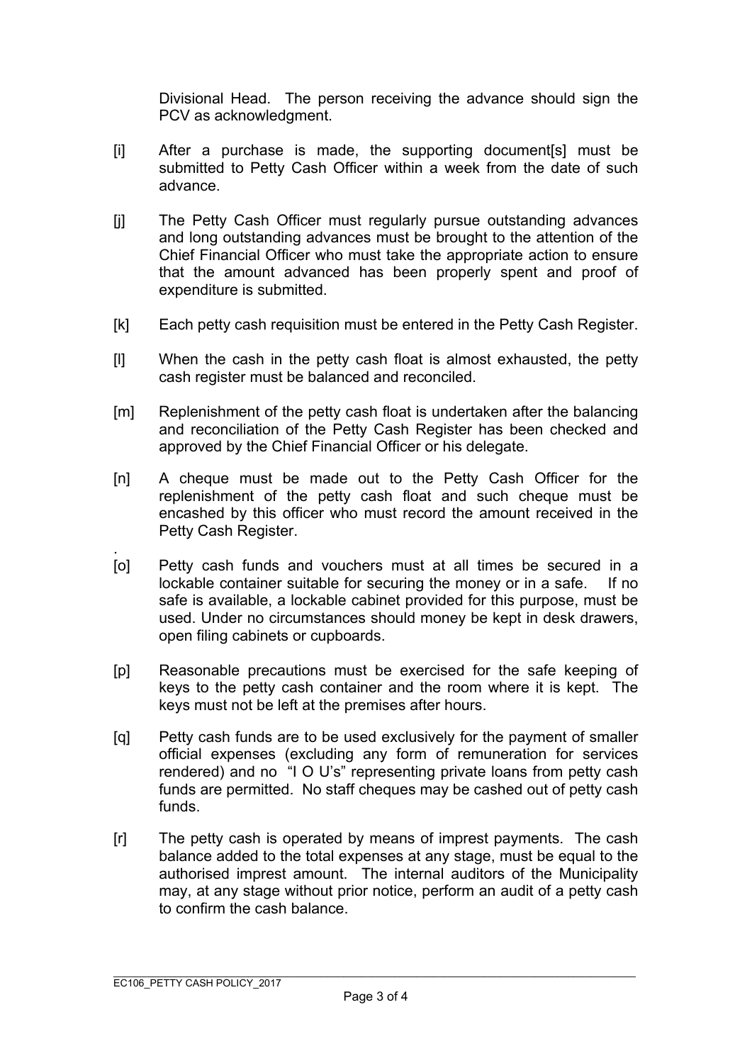Divisional Head. The person receiving the advance should sign the PCV as acknowledgment.

[i] After a purchase is made, the supporting document[s] must be submitted to Petty Cash Officer within a week from the date of such advance.

[j] The Petty Cash Officer must regularly pursue outstanding advances and long outstanding advances must be brought to the attention of the Chief Financial Officer who must take the appropriate action to ensure that the amount advanced has been properly spent and proof of expenditure is submitted.

[k] Each petty cash requisition must be entered in the Petty Cash Register.

[l] When the cash in the petty cash float is almost exhausted, the petty cash register must be balanced and reconciled.

[m] Replenishment of the petty cash float is undertaken after the balancing and reconciliation of the Petty Cash Register has been checked and approved by the Chief Financial Officer or his delegate.

[n] A cheque must be made out to the Petty Cash Officer for the replenishment of the petty cash float and such cheque must be encashed by this officer who must record the amount received in the Petty Cash Register.

[o] Petty cash funds and vouchers must at all times be secured in a lockable container suitable for securing the money or in a safe. If no safe is available, a lockable cabinet provided for this purpose, must be used. Under no circumstances should money be kept in desk drawers, open filing cabinets or cupboards.

[p] Reasonable precautions must be exercised for the safe keeping of keys to the petty cash container and the room where it is kept. The keys must not be left at the premises after hours.

[q] Petty cash funds are to be used exclusively for the payment of smaller official expenses (excluding any form of remuneration for services rendered) and no "I O U's" representing private loans from petty cash funds are permitted. No staff cheques may be cashed out of petty cash funds.

[r] The petty cash is operated by means of imprest payments. The cash balance added to the total expenses at any stage, must be equal to the authorised imprest amount. The internal auditors of the Municipality may, at any stage without prior notice, perform an audit of a petty cash to confirm the cash balance.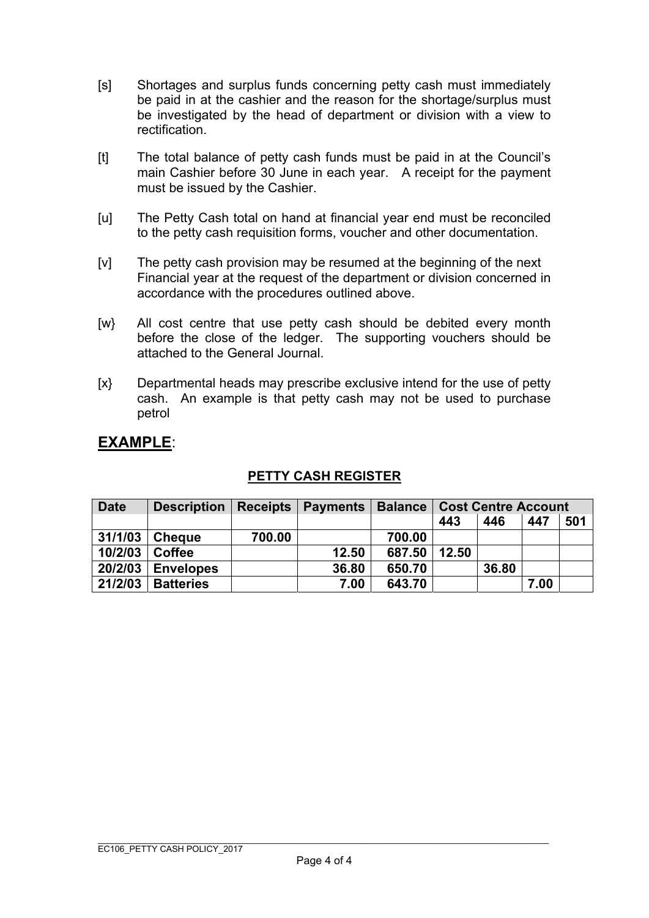[s] Shortages and surplus funds concerning petty cash must immediately be paid in at the cashier and the reason for the shortage/surplus must be investigated by the head of department or division with a view to rectification.

[t] The total balance of petty cash funds must be paid in at the Council's main Cashier before 30 June in each year. A receipt for the payment must be issued by the Cashier.

[u] The Petty Cash total on hand at financial year end must be reconciled to the petty cash requisition forms, voucher and other documentation.

[v] The petty cash provision may be resumed at the beginning of the next Financial year at the request of the department or division concerned in accordance with the procedures outlined above.

[w} All cost centre that use petty cash should be debited every month before the close of the ledger. The supporting vouchers should be attached to the General Journal.

[x} Departmental heads may prescribe exclusive intend for the use of petty cash. An example is that petty cash may not be used to purchase petrol

## EXAMPLE:

**PETTY CASH REGISTER**

| Date | Description | Receipts | Payments | Balance | Cost Centre Account | | | |
|---|---|---|---|---|---|---|---|---|
| | | | | | 443 | 446 | 447 | 501 |
| 31/1/03 | Cheque | 700.00 | | 700.00 | | | | |
| 10/2/03 | Coffee | | 12.50 | 687.50 | 12.50 | | | |
| 20/2/03 | Envelopes | | 36.80 | 650.70 | | 36.80 | | |
| 21/2/03 | Batteries | | 7.00 | 643.70 | | | 7.00 | |

EC106_PETTY CASH POLICY_2017